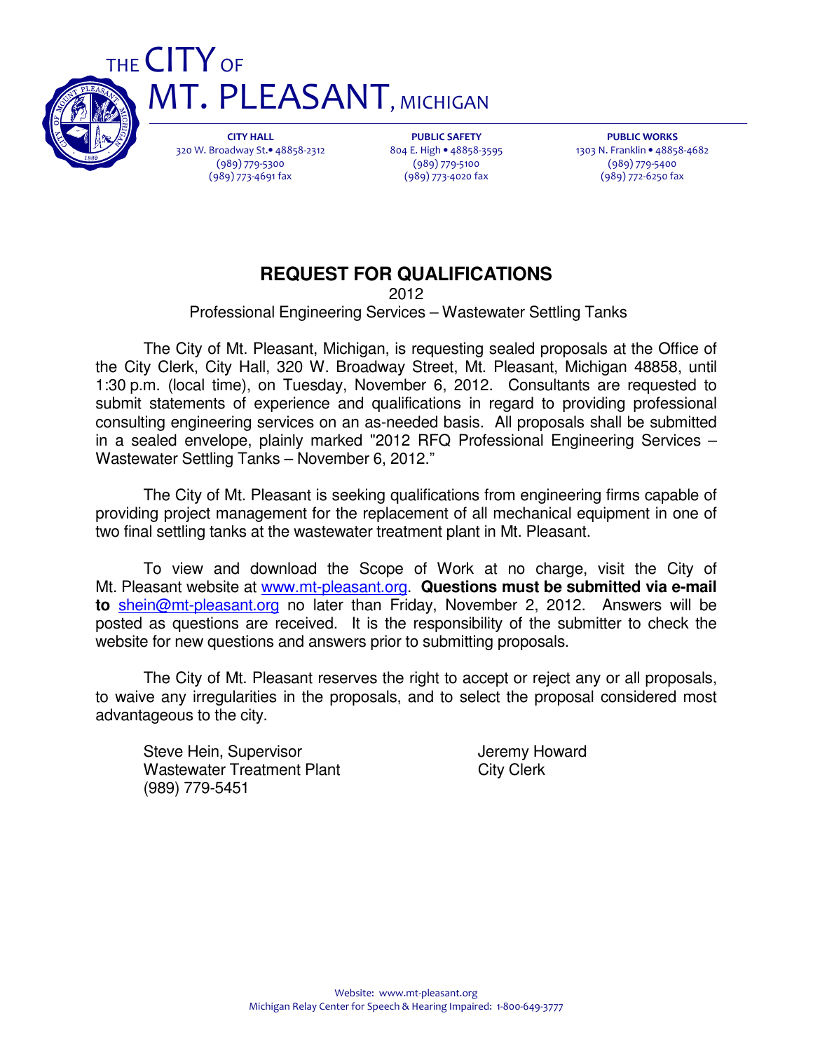# THE CITY OF MT. PLEASANT, MICHIGAN

| CITY HALL | PUBLIC SAFETY | PUBLIC WORKS |
|---|---|---|
| 320 W. Broadway St.• 48858-2312 | 804 E. High • 48858-3595 | 1303 N. Franklin • 48858-4682 |
| (989) 779-5300 | (989) 779-5100 | (989) 779-5400 |
| (989) 773-4691 fax | (989) 773-4020 fax | (989) 772-6250 fax |

## REQUEST FOR QUALIFICATIONS

2012

Professional Engineering Services – Wastewater Settling Tanks

The City of Mt. Pleasant, Michigan, is requesting sealed proposals at the Office of the City Clerk, City Hall, 320 W. Broadway Street, Mt. Pleasant, Michigan 48858, until 1:30 p.m. (local time), on Tuesday, November 6, 2012. Consultants are requested to submit statements of experience and qualifications in regard to providing professional consulting engineering services on an as-needed basis. All proposals shall be submitted in a sealed envelope, plainly marked "2012 RFQ Professional Engineering Services – Wastewater Settling Tanks – November 6, 2012."

The City of Mt. Pleasant is seeking qualifications from engineering firms capable of providing project management for the replacement of all mechanical equipment in one of two final settling tanks at the wastewater treatment plant in Mt. Pleasant.

To view and download the Scope of Work at no charge, visit the City of Mt. Pleasant website at www.mt-pleasant.org. **Questions must be submitted via e-mail to** shein@mt-pleasant.org no later than Friday, November 2, 2012. Answers will be posted as questions are received. It is the responsibility of the submitter to check the website for new questions and answers prior to submitting proposals.

The City of Mt. Pleasant reserves the right to accept or reject any or all proposals, to waive any irregularities in the proposals, and to select the proposal considered most advantageous to the city.

Steve Hein, Supervisor
Wastewater Treatment Plant
(989) 779-5451

Jeremy Howard
City Clerk

Website: www.mt-pleasant.org
Michigan Relay Center for Speech & Hearing Impaired: 1-800-649-3777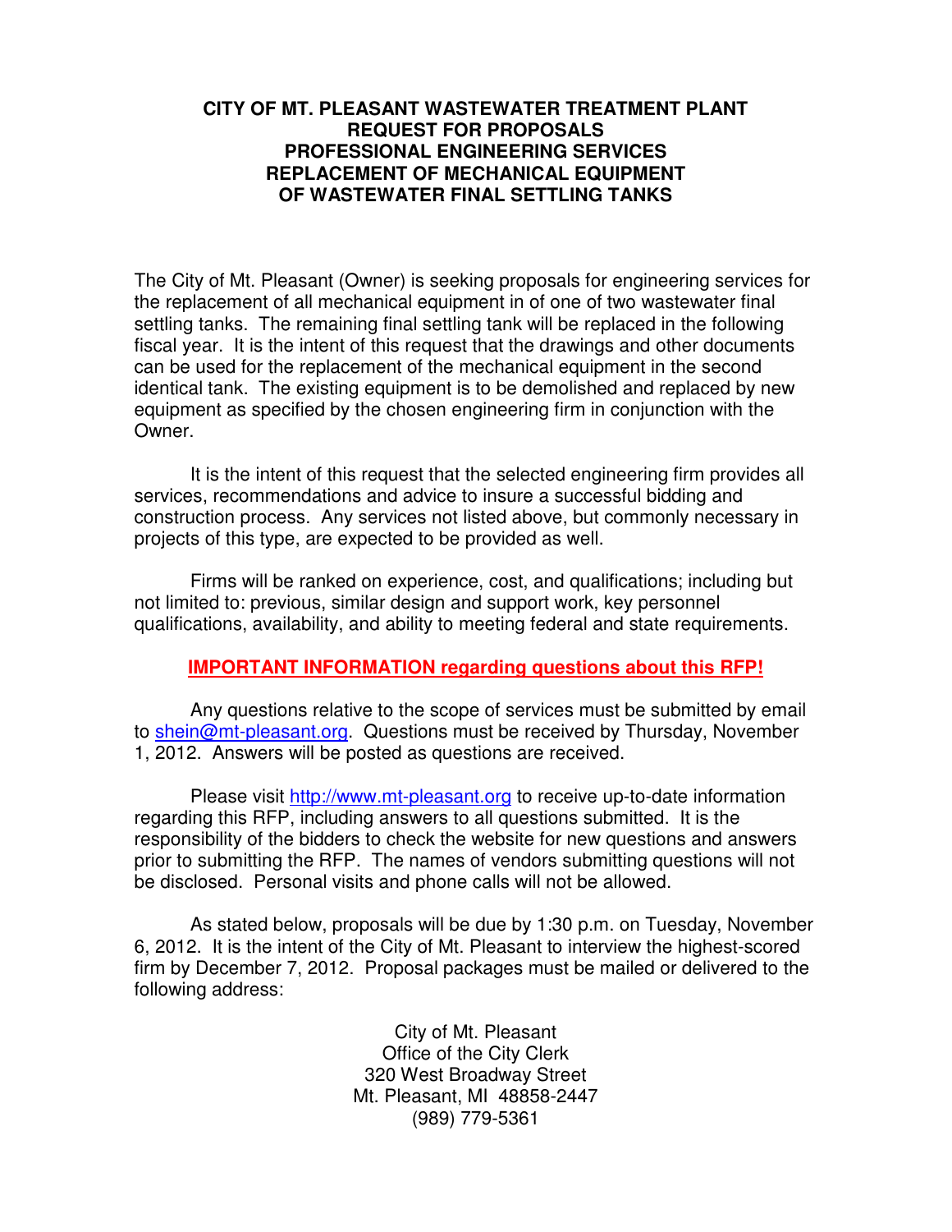**CITY OF MT. PLEASANT WASTEWATER TREATMENT PLANT**
**REQUEST FOR PROPOSALS**
**PROFESSIONAL ENGINEERING SERVICES**
**REPLACEMENT OF MECHANICAL EQUIPMENT**
**OF WASTEWATER FINAL SETTLING TANKS**

The City of Mt. Pleasant (Owner) is seeking proposals for engineering services for the replacement of all mechanical equipment in of one of two wastewater final settling tanks. The remaining final settling tank will be replaced in the following fiscal year. It is the intent of this request that the drawings and other documents can be used for the replacement of the mechanical equipment in the second identical tank. The existing equipment is to be demolished and replaced by new equipment as specified by the chosen engineering firm in conjunction with the Owner.

It is the intent of this request that the selected engineering firm provides all services, recommendations and advice to insure a successful bidding and construction process. Any services not listed above, but commonly necessary in projects of this type, are expected to be provided as well.

Firms will be ranked on experience, cost, and qualifications; including but not limited to: previous, similar design and support work, key personnel qualifications, availability, and ability to meeting federal and state requirements.

**IMPORTANT INFORMATION regarding questions about this RFP!**

Any questions relative to the scope of services must be submitted by email to shein@mt-pleasant.org. Questions must be received by Thursday, November 1, 2012. Answers will be posted as questions are received.

Please visit http://www.mt-pleasant.org to receive up-to-date information regarding this RFP, including answers to all questions submitted. It is the responsibility of the bidders to check the website for new questions and answers prior to submitting the RFP. The names of vendors submitting questions will not be disclosed. Personal visits and phone calls will not be allowed.

As stated below, proposals will be due by 1:30 p.m. on Tuesday, November 6, 2012. It is the intent of the City of Mt. Pleasant to interview the highest-scored firm by December 7, 2012. Proposal packages must be mailed or delivered to the following address:

City of Mt. Pleasant
Office of the City Clerk
320 West Broadway Street
Mt. Pleasant, MI 48858-2447
(989) 779-5361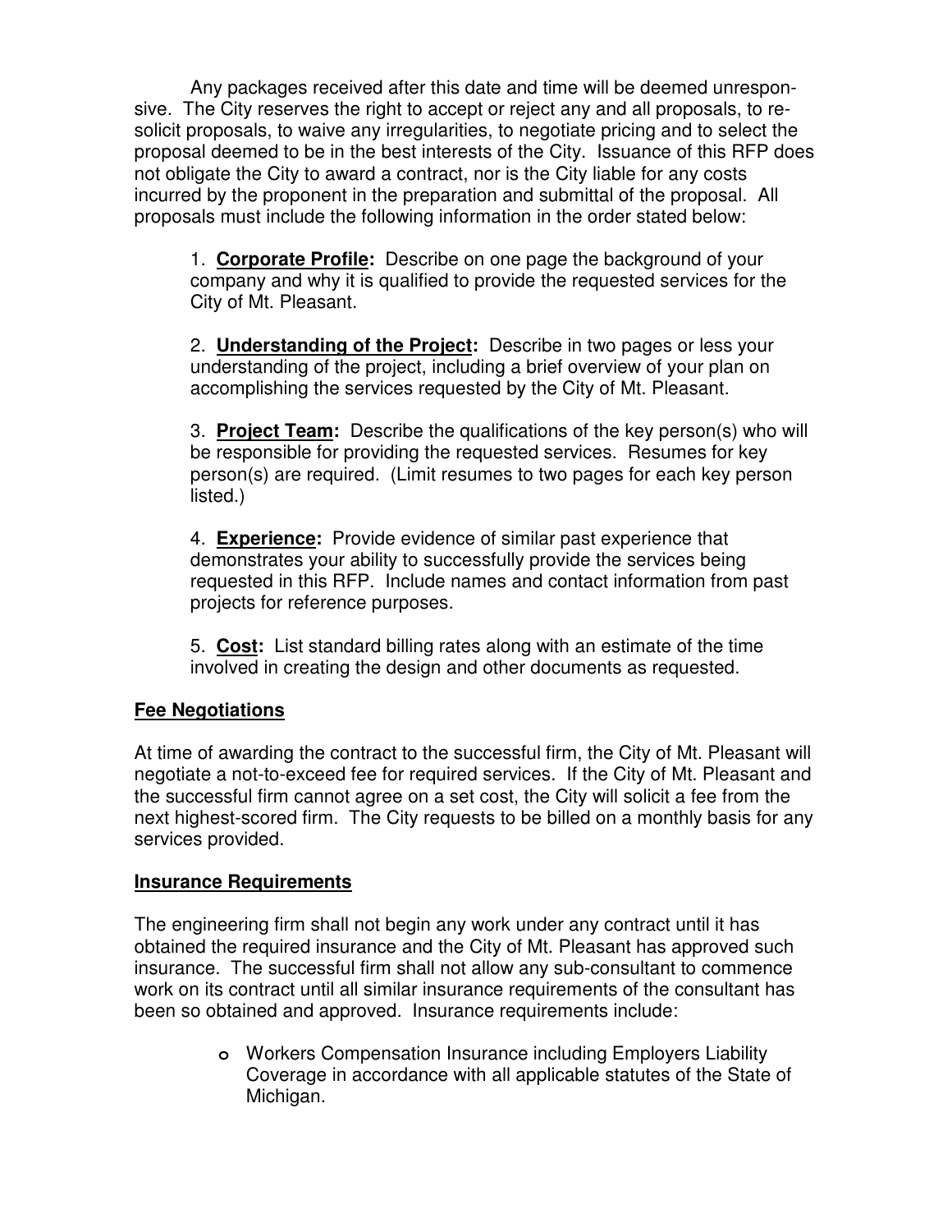Any packages received after this date and time will be deemed unresponsive. The City reserves the right to accept or reject any and all proposals, to re-solicit proposals, to waive any irregularities, to negotiate pricing and to select the proposal deemed to be in the best interests of the City. Issuance of this RFP does not obligate the City to award a contract, nor is the City liable for any costs incurred by the proponent in the preparation and submittal of the proposal. All proposals must include the following information in the order stated below:

1. **Corporate Profile:** Describe on one page the background of your company and why it is qualified to provide the requested services for the City of Mt. Pleasant.

2. **Understanding of the Project:** Describe in two pages or less your understanding of the project, including a brief overview of your plan on accomplishing the services requested by the City of Mt. Pleasant.

3. **Project Team:** Describe the qualifications of the key person(s) who will be responsible for providing the requested services. Resumes for key person(s) are required. (Limit resumes to two pages for each key person listed.)

4. **Experience:** Provide evidence of similar past experience that demonstrates your ability to successfully provide the services being requested in this RFP. Include names and contact information from past projects for reference purposes.

5. **Cost:** List standard billing rates along with an estimate of the time involved in creating the design and other documents as requested.

## Fee Negotiations

At time of awarding the contract to the successful firm, the City of Mt. Pleasant will negotiate a not-to-exceed fee for required services. If the City of Mt. Pleasant and the successful firm cannot agree on a set cost, the City will solicit a fee from the next highest-scored firm. The City requests to be billed on a monthly basis for any services provided.

## Insurance Requirements

The engineering firm shall not begin any work under any contract until it has obtained the required insurance and the City of Mt. Pleasant has approved such insurance. The successful firm shall not allow any sub-consultant to commence work on its contract until all similar insurance requirements of the consultant has been so obtained and approved. Insurance requirements include:

- Workers Compensation Insurance including Employers Liability Coverage in accordance with all applicable statutes of the State of Michigan.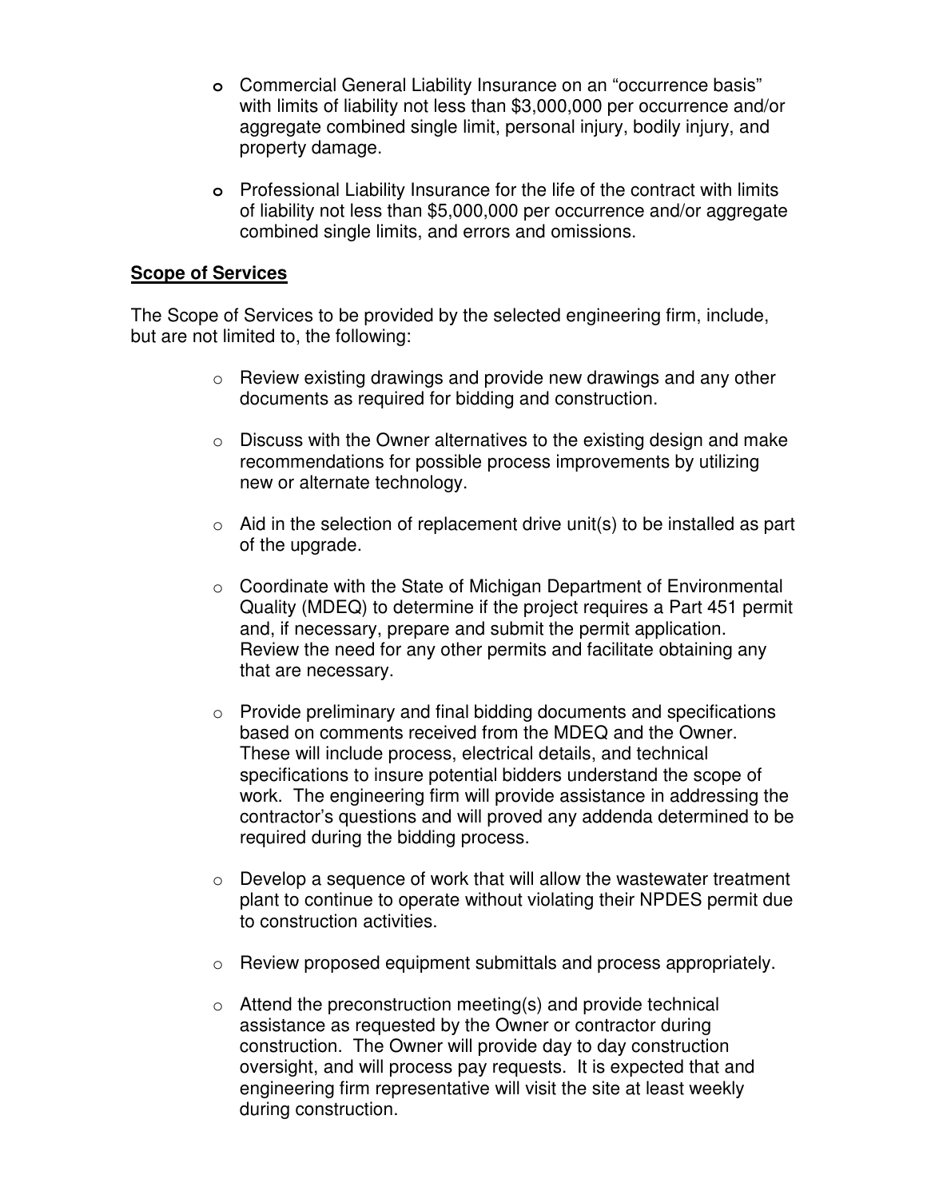- Commercial General Liability Insurance on an "occurrence basis" with limits of liability not less than $3,000,000 per occurrence and/or aggregate combined single limit, personal injury, bodily injury, and property damage.

- Professional Liability Insurance for the life of the contract with limits of liability not less than $5,000,000 per occurrence and/or aggregate combined single limits, and errors and omissions.

**<u>Scope of Services</u>**

The Scope of Services to be provided by the selected engineering firm, include, but are not limited to, the following:

- Review existing drawings and provide new drawings and any other documents as required for bidding and construction.

- Discuss with the Owner alternatives to the existing design and make recommendations for possible process improvements by utilizing new or alternate technology.

- Aid in the selection of replacement drive unit(s) to be installed as part of the upgrade.

- Coordinate with the State of Michigan Department of Environmental Quality (MDEQ) to determine if the project requires a Part 451 permit and, if necessary, prepare and submit the permit application. Review the need for any other permits and facilitate obtaining any that are necessary.

- Provide preliminary and final bidding documents and specifications based on comments received from the MDEQ and the Owner. These will include process, electrical details, and technical specifications to insure potential bidders understand the scope of work. The engineering firm will provide assistance in addressing the contractor's questions and will proved any addenda determined to be required during the bidding process.

- Develop a sequence of work that will allow the wastewater treatment plant to continue to operate without violating their NPDES permit due to construction activities.

- Review proposed equipment submittals and process appropriately.

- Attend the preconstruction meeting(s) and provide technical assistance as requested by the Owner or contractor during construction. The Owner will provide day to day construction oversight, and will process pay requests. It is expected that and engineering firm representative will visit the site at least weekly during construction.